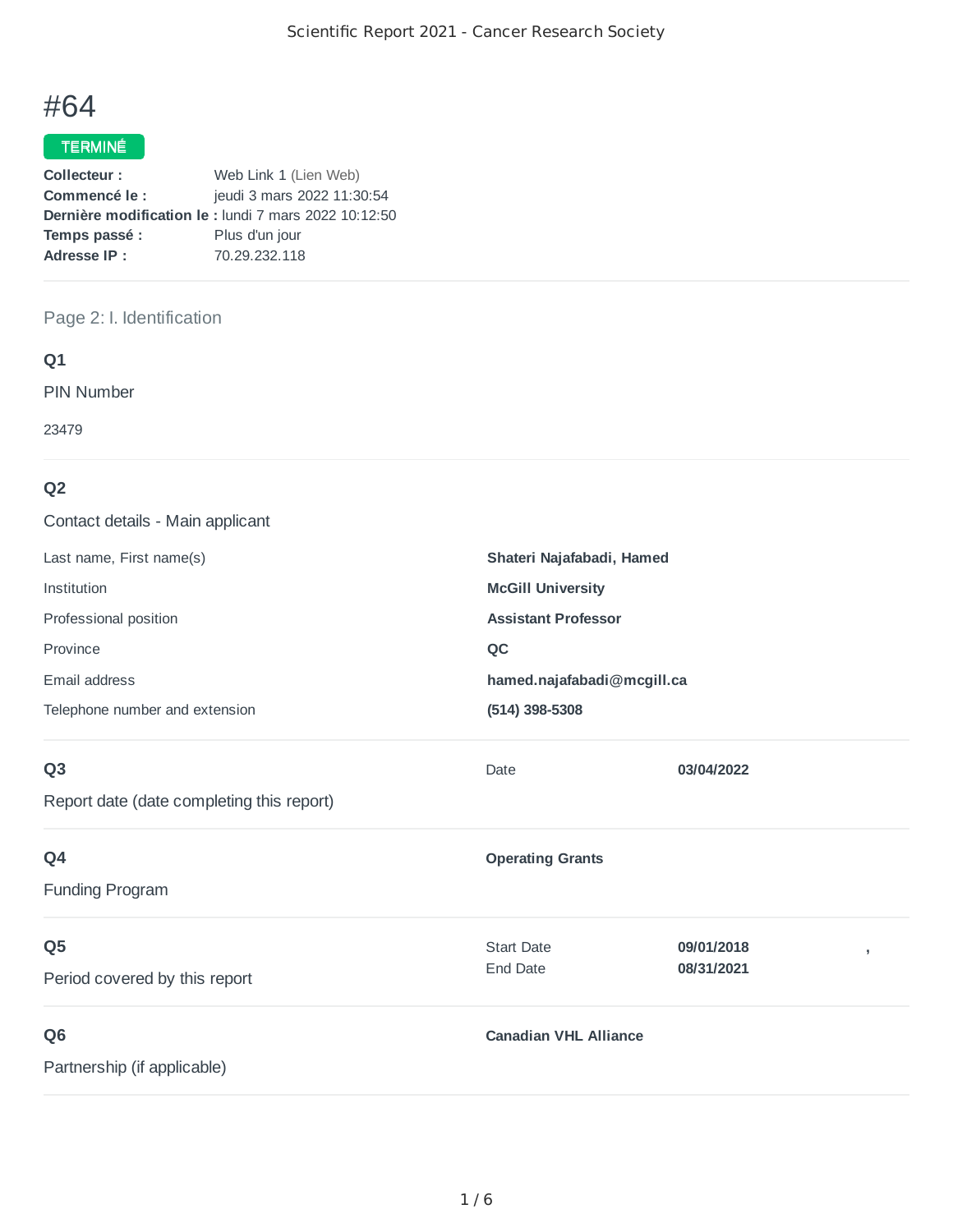# #64

**TERMINÉ**

**Collecteur :** Web Link 1 (Lien Web)
**Commencé le :** jeudi 3 mars 2022 11:30:54
**Dernière modification le :** lundi 7 mars 2022 10:12:50
**Temps passé :** Plus d'un jour
**Adresse IP :** 70.29.232.118

---

## Page 2: I. Identification

### Q1

PIN Number

23479

### Q2

Contact details - Main applicant

| | |
|---|---|
| Last name, First name(s) | **Shateri Najafabadi, Hamed** |
| Institution | **McGill University** |
| Professional position | **Assistant Professor** |
| Province | **QC** |
| Email address | **hamed.najafabadi@mcgill.ca** |
| Telephone number and extension | **(514) 398-5308** |

### Q3

Report date (date completing this report)

Date **03/04/2022**

### Q4

Funding Program

**Operating Grants**

### Q5

Period covered by this report

Start Date **09/01/2018** ,
End Date **08/31/2021**

### Q6

Partnership (if applicable)

**Canadian VHL Alliance**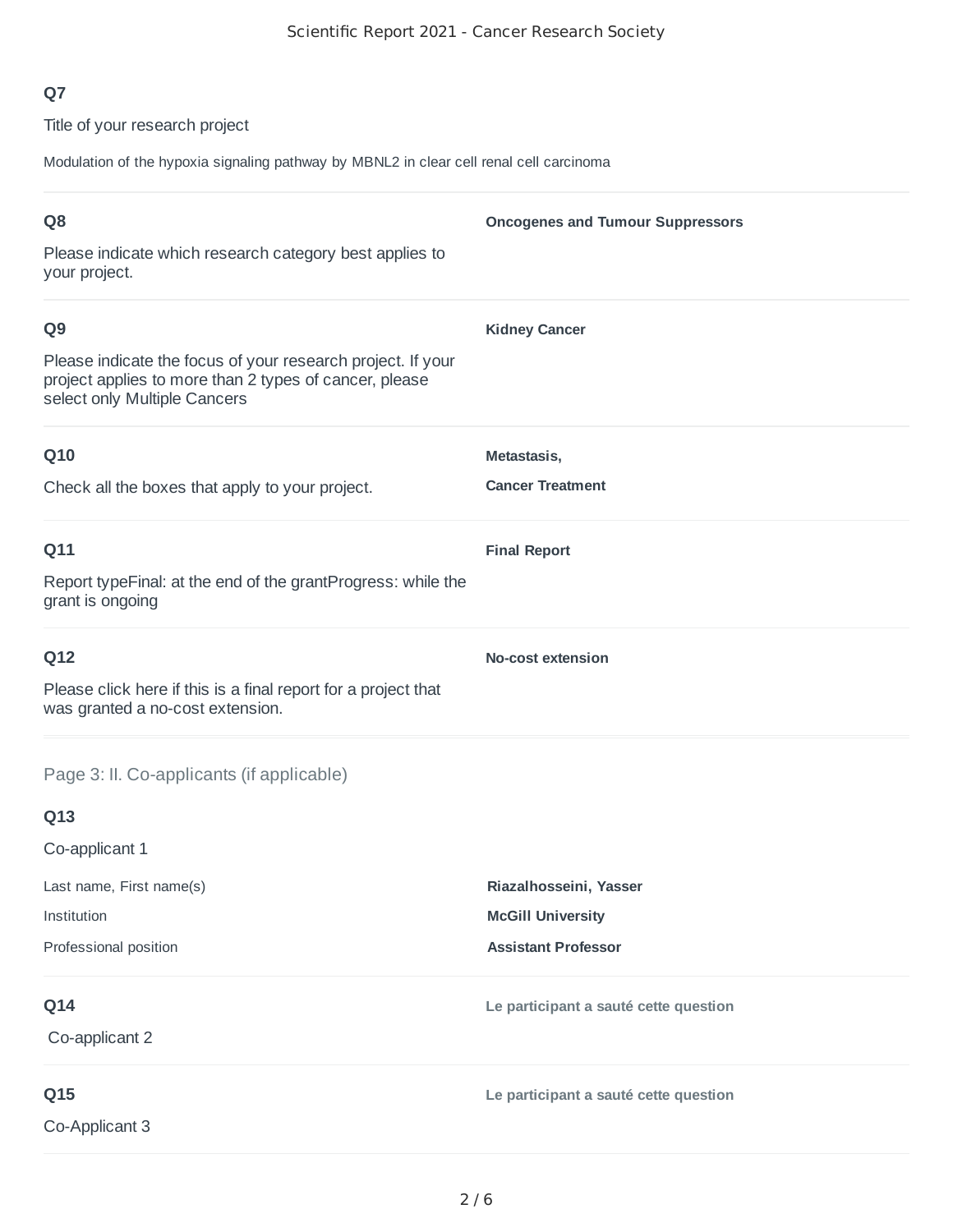**Q7**

Title of your research project

Modulation of the hypoxia signaling pathway by MBNL2 in clear cell renal cell carcinoma

---

**Q8**

Please indicate which research category best applies to your project.

**Oncogenes and Tumour Suppressors**

---

**Q9**

Please indicate the focus of your research project. If your project applies to more than 2 types of cancer, please select only Multiple Cancers

**Kidney Cancer**

---

**Q10**

Check all the boxes that apply to your project.

**Metastasis,**

**Cancer Treatment**

---

**Q11**

Report typeFinal: at the end of the grantProgress: while the grant is ongoing

**Final Report**

---

**Q12**

Please click here if this is a final report for a project that was granted a no-cost extension.

**No-cost extension**

---

## Page 3: II. Co-applicants (if applicable)

**Q13**

Co-applicant 1

| | |
|---|---|
| Last name, First name(s) | **Riazalhosseini, Yasser** |
| Institution | **McGill University** |
| Professional position | **Assistant Professor** |

---

**Q14**

Co-applicant 2

**Le participant a sauté cette question**

---

**Q15**

Co-Applicant 3

**Le participant a sauté cette question**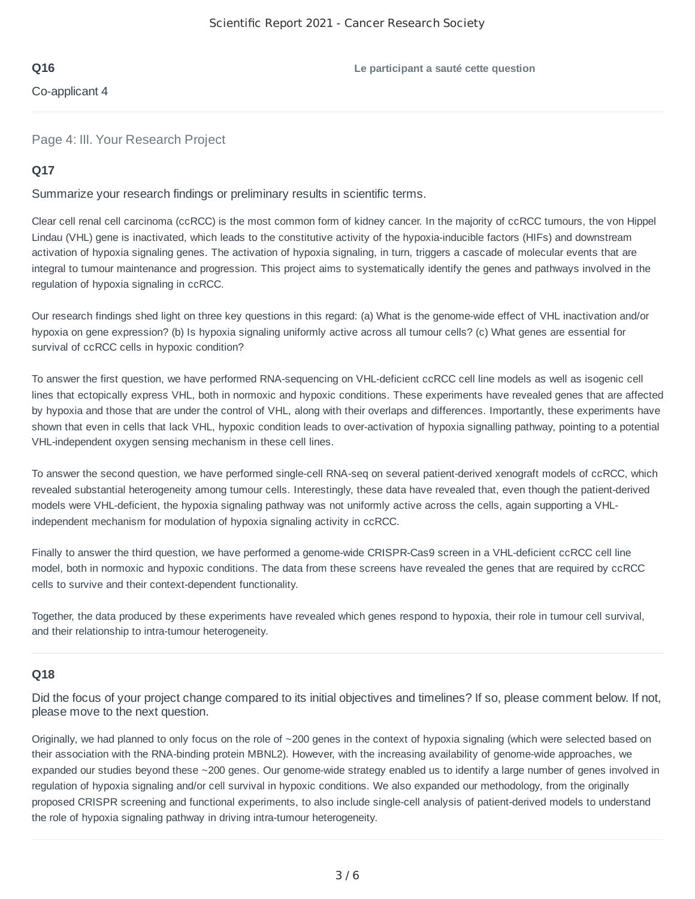**Q16** **Le participant a sauté cette question**

Co-applicant 4

## Page 4: III. Your Research Project

**Q17**

Summarize your research findings or preliminary results in scientific terms.

Clear cell renal cell carcinoma (ccRCC) is the most common form of kidney cancer. In the majority of ccRCC tumours, the von Hippel Lindau (VHL) gene is inactivated, which leads to the constitutive activity of the hypoxia-inducible factors (HIFs) and downstream activation of hypoxia signaling genes. The activation of hypoxia signaling, in turn, triggers a cascade of molecular events that are integral to tumour maintenance and progression. This project aims to systematically identify the genes and pathways involved in the regulation of hypoxia signaling in ccRCC.

Our research findings shed light on three key questions in this regard: (a) What is the genome-wide effect of VHL inactivation and/or hypoxia on gene expression? (b) Is hypoxia signaling uniformly active across all tumour cells? (c) What genes are essential for survival of ccRCC cells in hypoxic condition?

To answer the first question, we have performed RNA-sequencing on VHL-deficient ccRCC cell line models as well as isogenic cell lines that ectopically express VHL, both in normoxic and hypoxic conditions. These experiments have revealed genes that are affected by hypoxia and those that are under the control of VHL, along with their overlaps and differences. Importantly, these experiments have shown that even in cells that lack VHL, hypoxic condition leads to over-activation of hypoxia signalling pathway, pointing to a potential VHL-independent oxygen sensing mechanism in these cell lines.

To answer the second question, we have performed single-cell RNA-seq on several patient-derived xenograft models of ccRCC, which revealed substantial heterogeneity among tumour cells. Interestingly, these data have revealed that, even though the patient-derived models were VHL-deficient, the hypoxia signaling pathway was not uniformly active across the cells, again supporting a VHL-independent mechanism for modulation of hypoxia signaling activity in ccRCC.

Finally to answer the third question, we have performed a genome-wide CRISPR-Cas9 screen in a VHL-deficient ccRCC cell line model, both in normoxic and hypoxic conditions. The data from these screens have revealed the genes that are required by ccRCC cells to survive and their context-dependent functionality.

Together, the data produced by these experiments have revealed which genes respond to hypoxia, their role in tumour cell survival, and their relationship to intra-tumour heterogeneity.

**Q18**

Did the focus of your project change compared to its initial objectives and timelines? If so, please comment below. If not, please move to the next question.

Originally, we had planned to only focus on the role of ~200 genes in the context of hypoxia signaling (which were selected based on their association with the RNA-binding protein MBNL2). However, with the increasing availability of genome-wide approaches, we expanded our studies beyond these ~200 genes. Our genome-wide strategy enabled us to identify a large number of genes involved in regulation of hypoxia signaling and/or cell survival in hypoxic conditions. We also expanded our methodology, from the originally proposed CRISPR screening and functional experiments, to also include single-cell analysis of patient-derived models to understand the role of hypoxia signaling pathway in driving intra-tumour heterogeneity.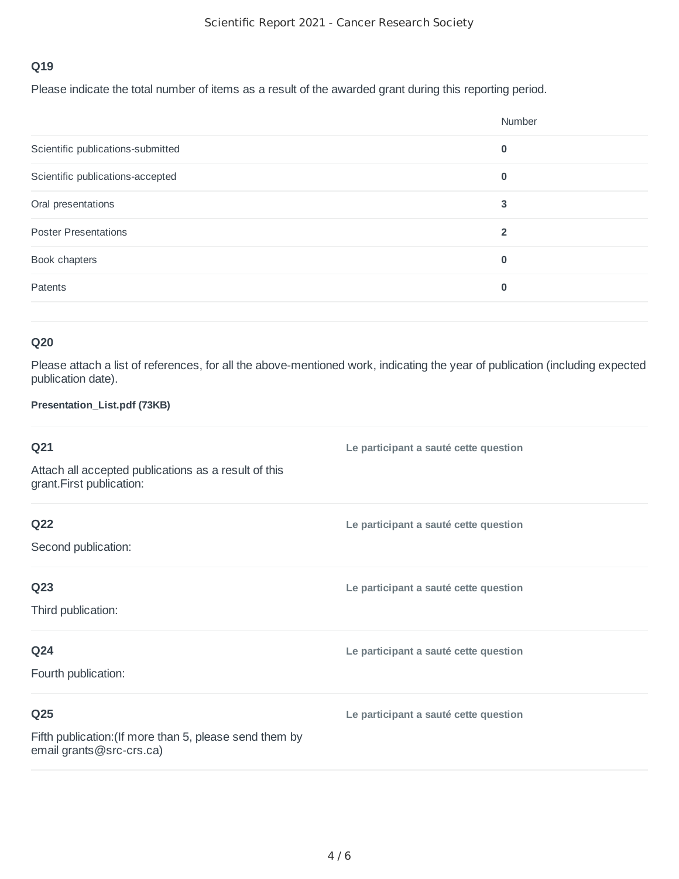**Q19**

Please indicate the total number of items as a result of the awarded grant during this reporting period.

| | Number |
|---|---|
| Scientific publications-submitted | **0** |
| Scientific publications-accepted | **0** |
| Oral presentations | **3** |
| Poster Presentations | **2** |
| Book chapters | **0** |
| Patents | **0** |

**Q20**

Please attach a list of references, for all the above-mentioned work, indicating the year of publication (including expected publication date).

**Presentation_List.pdf (73KB)**

**Q21**

Attach all accepted publications as a result of this grant.First publication:

**Le participant a sauté cette question**

**Q22**

Second publication:

**Le participant a sauté cette question**

**Q23**

Third publication:

**Le participant a sauté cette question**

**Q24**

Fourth publication:

**Le participant a sauté cette question**

**Q25**

Fifth publication:(If more than 5, please send them by email grants@src-crs.ca)

**Le participant a sauté cette question**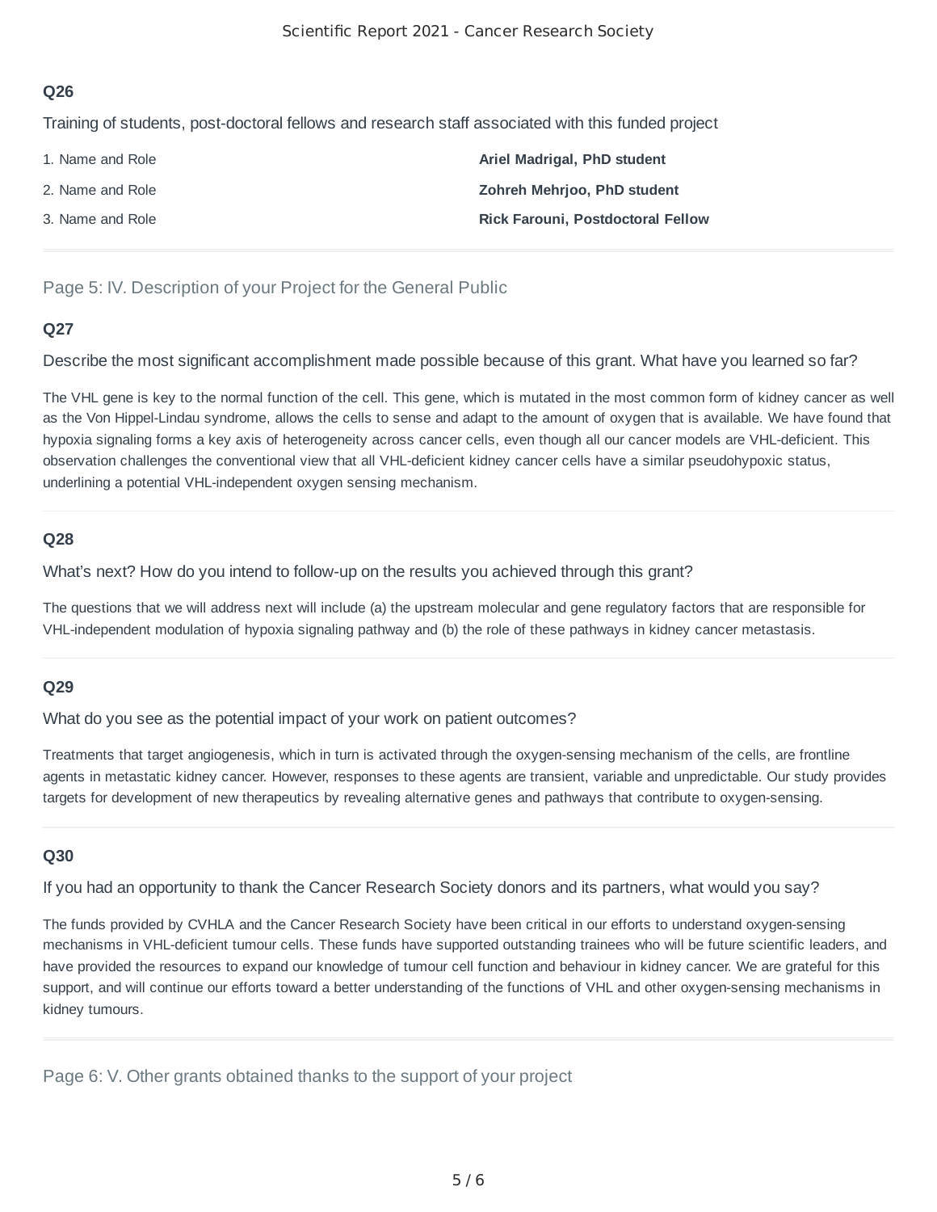### Q26

Training of students, post-doctoral fellows and research staff associated with this funded project

| | |
|---|---|
| 1. Name and Role | **Ariel Madrigal, PhD student** |
| 2. Name and Role | **Zohreh Mehrjoo, PhD student** |
| 3. Name and Role | **Rick Farouni, Postdoctoral Fellow** |

## Page 5: IV. Description of your Project for the General Public

### Q27

Describe the most significant accomplishment made possible because of this grant. What have you learned so far?

The VHL gene is key to the normal function of the cell. This gene, which is mutated in the most common form of kidney cancer as well as the Von Hippel-Lindau syndrome, allows the cells to sense and adapt to the amount of oxygen that is available. We have found that hypoxia signaling forms a key axis of heterogeneity across cancer cells, even though all our cancer models are VHL-deficient. This observation challenges the conventional view that all VHL-deficient kidney cancer cells have a similar pseudohypoxic status, underlining a potential VHL-independent oxygen sensing mechanism.

### Q28

What's next? How do you intend to follow-up on the results you achieved through this grant?

The questions that we will address next will include (a) the upstream molecular and gene regulatory factors that are responsible for VHL-independent modulation of hypoxia signaling pathway and (b) the role of these pathways in kidney cancer metastasis.

### Q29

What do you see as the potential impact of your work on patient outcomes?

Treatments that target angiogenesis, which in turn is activated through the oxygen-sensing mechanism of the cells, are frontline agents in metastatic kidney cancer. However, responses to these agents are transient, variable and unpredictable. Our study provides targets for development of new therapeutics by revealing alternative genes and pathways that contribute to oxygen-sensing.

### Q30

If you had an opportunity to thank the Cancer Research Society donors and its partners, what would you say?

The funds provided by CVHLA and the Cancer Research Society have been critical in our efforts to understand oxygen-sensing mechanisms in VHL-deficient tumour cells. These funds have supported outstanding trainees who will be future scientific leaders, and have provided the resources to expand our knowledge of tumour cell function and behaviour in kidney cancer. We are grateful for this support, and will continue our efforts toward a better understanding of the functions of VHL and other oxygen-sensing mechanisms in kidney tumours.

## Page 6: V. Other grants obtained thanks to the support of your project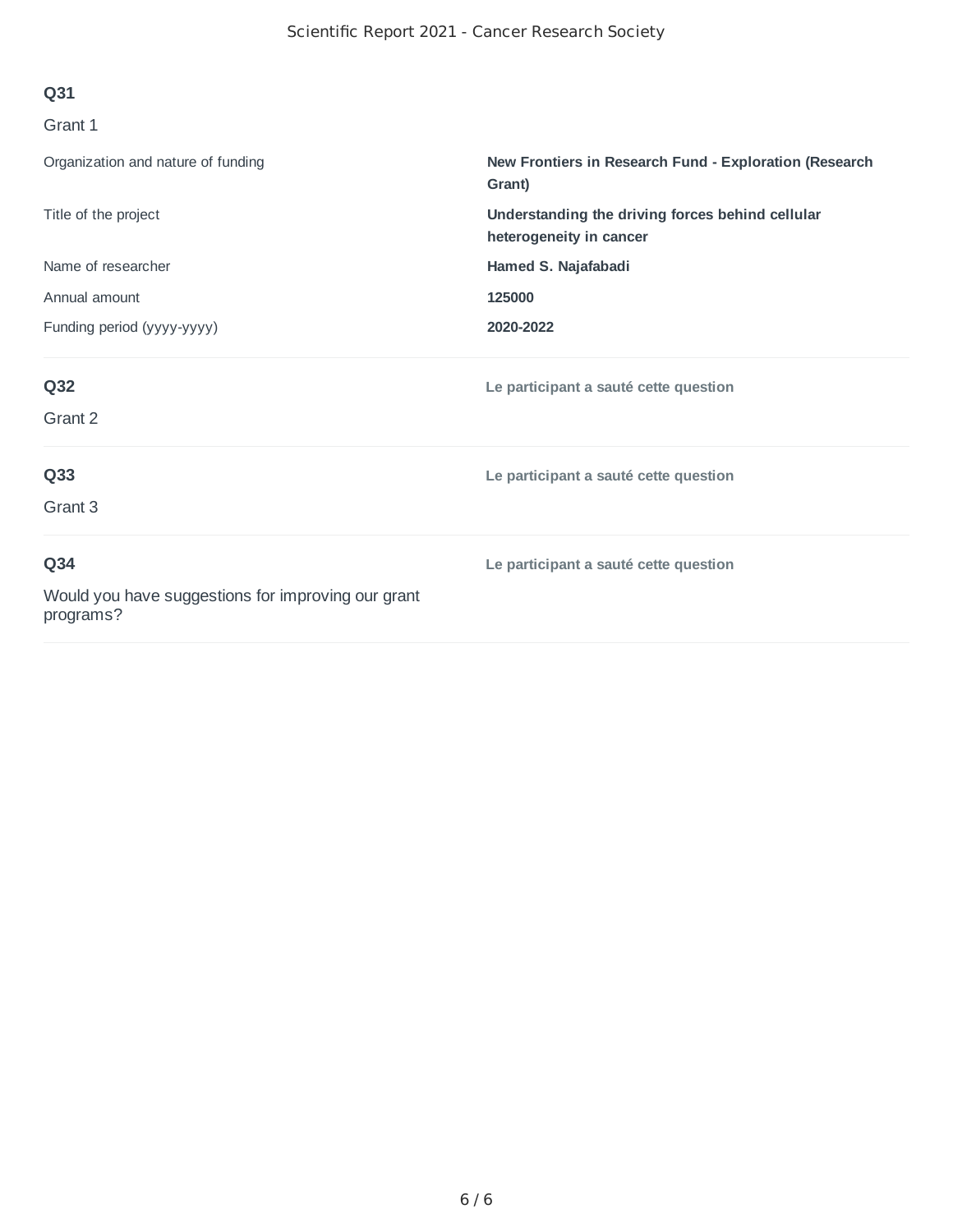**Q31**

Grant 1

| | |
|---|---|
| Organization and nature of funding | **New Frontiers in Research Fund - Exploration (Research Grant)** |
| Title of the project | **Understanding the driving forces behind cellular heterogeneity in cancer** |
| Name of researcher | **Hamed S. Najafabadi** |
| Annual amount | **125000** |
| Funding period (yyyy-yyyy) | **2020-2022** |

**Q32**

Grant 2

**Le participant a sauté cette question**

**Q33**

Grant 3

**Le participant a sauté cette question**

**Q34**

Would you have suggestions for improving our grant programs?

**Le participant a sauté cette question**